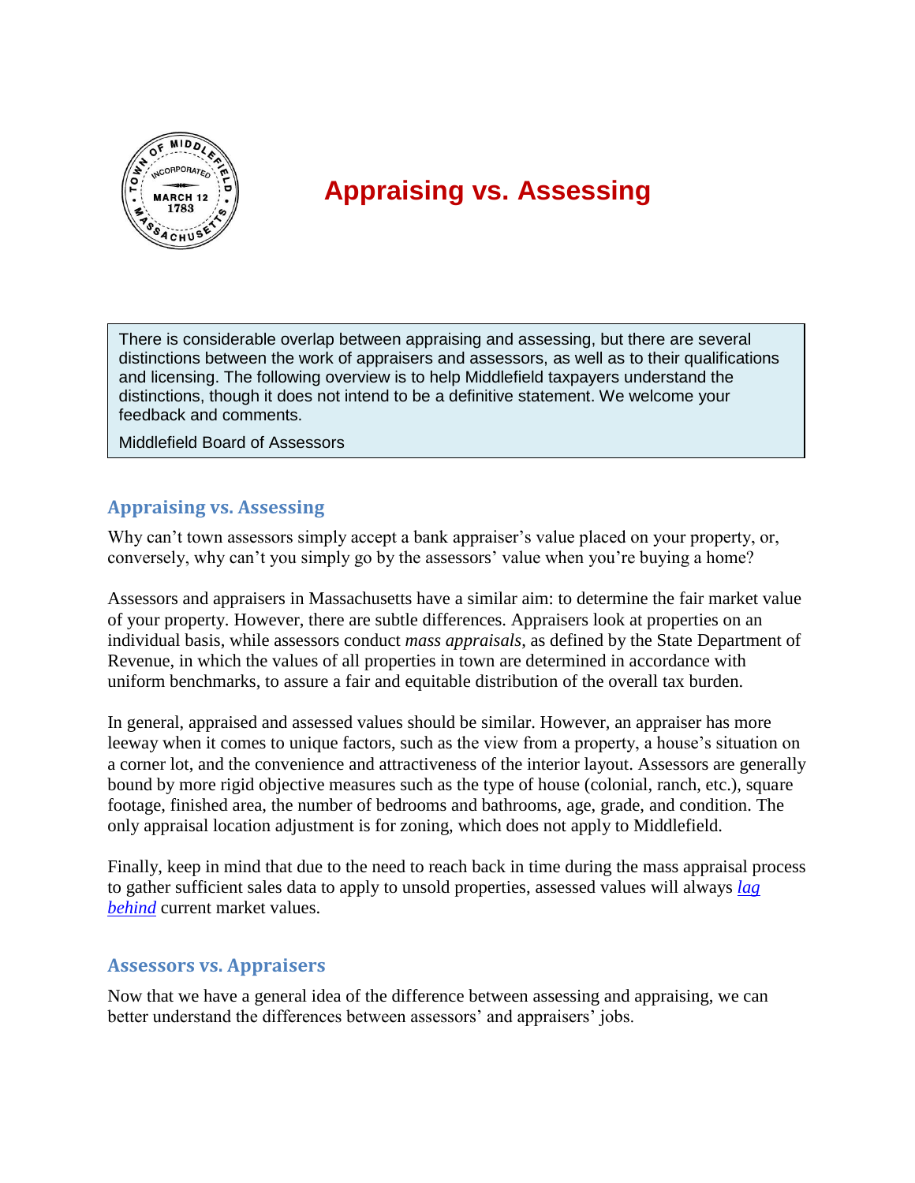# Appraising vs. Assessing

> There is considerable overlap between appraising and assessing, but there are several distinctions between the work of appraisers and assessors, as well as to their qualifications and licensing. The following overview is to help Middlefield taxpayers understand the distinctions, though it does not intend to be a definitive statement. We welcome your feedback and comments.
>
> Middlefield Board of Assessors

## Appraising vs. Assessing

Why can't town assessors simply accept a bank appraiser's value placed on your property, or, conversely, why can't you simply go by the assessors' value when you're buying a home?

Assessors and appraisers in Massachusetts have a similar aim: to determine the fair market value of your property. However, there are subtle differences. Appraisers look at properties on an individual basis, while assessors conduct *mass appraisals*, as defined by the State Department of Revenue, in which the values of all properties in town are determined in accordance with uniform benchmarks, to assure a fair and equitable distribution of the overall tax burden.

In general, appraised and assessed values should be similar. However, an appraiser has more leeway when it comes to unique factors, such as the view from a property, a house's situation on a corner lot, and the convenience and attractiveness of the interior layout. Assessors are generally bound by more rigid objective measures such as the type of house (colonial, ranch, etc.), square footage, finished area, the number of bedrooms and bathrooms, age, grade, and condition. The only appraisal location adjustment is for zoning, which does not apply to Middlefield.

Finally, keep in mind that due to the need to reach back in time during the mass appraisal process to gather sufficient sales data to apply to unsold properties, assessed values will always *lag behind* current market values.

## Assessors vs. Appraisers

Now that we have a general idea of the difference between assessing and appraising, we can better understand the differences between assessors' and appraisers' jobs.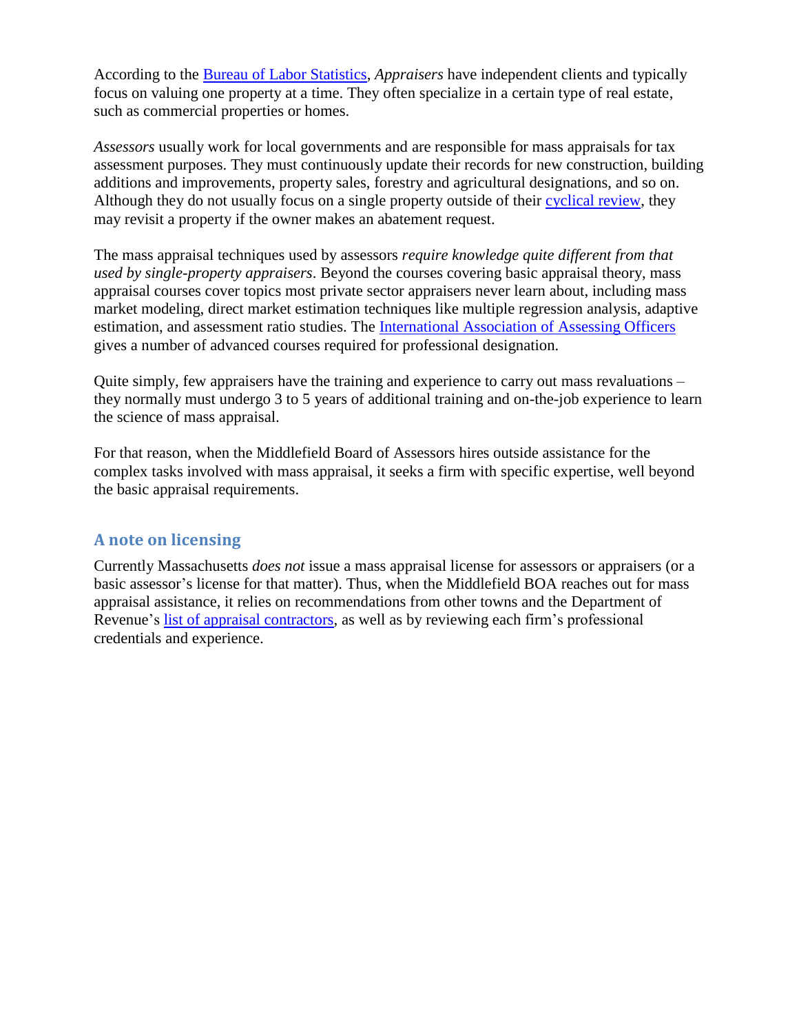According to the Bureau of Labor Statistics, *Appraisers* have independent clients and typically focus on valuing one property at a time. They often specialize in a certain type of real estate, such as commercial properties or homes.

*Assessors* usually work for local governments and are responsible for mass appraisals for tax assessment purposes. They must continuously update their records for new construction, building additions and improvements, property sales, forestry and agricultural designations, and so on. Although they do not usually focus on a single property outside of their cyclical review, they may revisit a property if the owner makes an abatement request.

The mass appraisal techniques used by assessors *require knowledge quite different from that used by single-property appraisers*. Beyond the courses covering basic appraisal theory, mass appraisal courses cover topics most private sector appraisers never learn about, including mass market modeling, direct market estimation techniques like multiple regression analysis, adaptive estimation, and assessment ratio studies. The International Association of Assessing Officers gives a number of advanced courses required for professional designation.

Quite simply, few appraisers have the training and experience to carry out mass revaluations – they normally must undergo 3 to 5 years of additional training and on-the-job experience to learn the science of mass appraisal.

For that reason, when the Middlefield Board of Assessors hires outside assistance for the complex tasks involved with mass appraisal, it seeks a firm with specific expertise, well beyond the basic appraisal requirements.

## A note on licensing

Currently Massachusetts *does not* issue a mass appraisal license for assessors or appraisers (or a basic assessor's license for that matter). Thus, when the Middlefield BOA reaches out for mass appraisal assistance, it relies on recommendations from other towns and the Department of Revenue's list of appraisal contractors, as well as by reviewing each firm's professional credentials and experience.